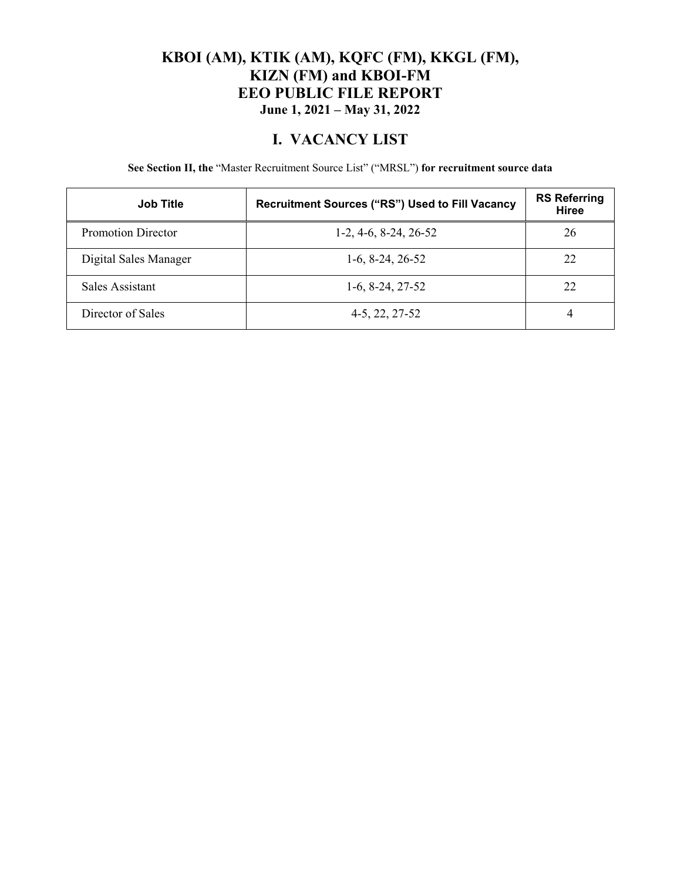# KBOI (AM), KTIK (AM), KQFC (FM), KKGL (FM), KIZN (FM) and KBOI-FM
# EEO PUBLIC FILE REPORT
### June 1, 2021 – May 31, 2022

## I. VACANCY LIST

**See Section II, the** "Master Recruitment Source List" ("MRSL") **for recruitment source data**

| Job Title | Recruitment Sources ("RS") Used to Fill Vacancy | RS Referring Hiree |
|---|---|---|
| Promotion Director | 1-2, 4-6, 8-24, 26-52 | 26 |
| Digital Sales Manager | 1-6, 8-24, 26-52 | 22 |
| Sales Assistant | 1-6, 8-24, 27-52 | 22 |
| Director of Sales | 4-5, 22, 27-52 | 4 |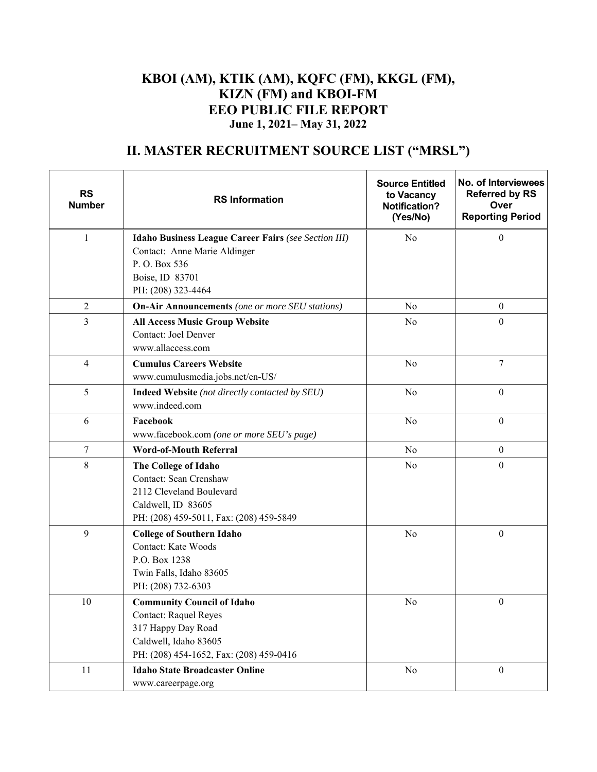# KBOI (AM), KTIK (AM), KQFC (FM), KKGL (FM), KIZN (FM) and KBOI-FM EEO PUBLIC FILE REPORT

**June 1, 2021– May 31, 2022**

## II. MASTER RECRUITMENT SOURCE LIST ("MRSL")

| RS Number | RS Information | Source Entitled to Vacancy Notification? (Yes/No) | No. of Interviewees Referred by RS Over Reporting Period |
|---|---|---|---|
| 1 | **Idaho Business League Career Fairs** *(see Section III)*<br>Contact: Anne Marie Aldinger<br>P. O. Box 536<br>Boise, ID 83701<br>PH: (208) 323-4464 | No | 0 |
| 2 | **On-Air Announcements** *(one or more SEU stations)* | No | 0 |
| 3 | **All Access Music Group Website**<br>Contact: Joel Denver<br>www.allaccess.com | No | 0 |
| 4 | **Cumulus Careers Website**<br>www.cumulusmedia.jobs.net/en-US/ | No | 7 |
| 5 | **Indeed Website** *(not directly contacted by SEU)*<br>www.indeed.com | No | 0 |
| 6 | **Facebook**<br>www.facebook.com *(one or more SEU's page)* | No | 0 |
| 7 | **Word-of-Mouth Referral** | No | 0 |
| 8 | **The College of Idaho**<br>Contact: Sean Crenshaw<br>2112 Cleveland Boulevard<br>Caldwell, ID 83605<br>PH: (208) 459-5011, Fax: (208) 459-5849 | No | 0 |
| 9 | **College of Southern Idaho**<br>Contact: Kate Woods<br>P.O. Box 1238<br>Twin Falls, Idaho 83605<br>PH: (208) 732-6303 | No | 0 |
| 10 | **Community Council of Idaho**<br>Contact: Raquel Reyes<br>317 Happy Day Road<br>Caldwell, Idaho 83605<br>PH: (208) 454-1652, Fax: (208) 459-0416 | No | 0 |
| 11 | **Idaho State Broadcaster Online**<br>www.careerpage.org | No | 0 |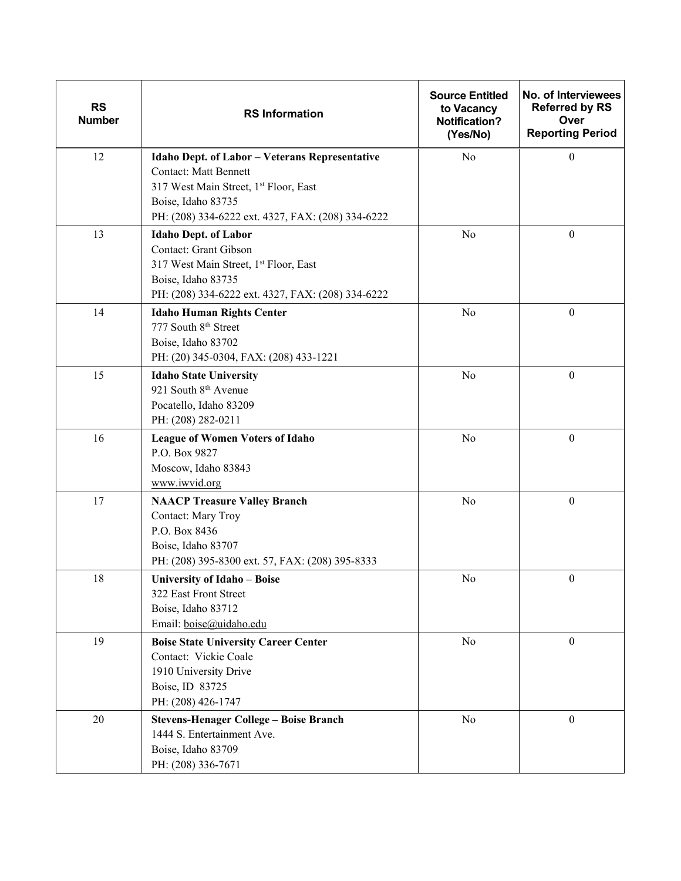| RS Number | RS Information | Source Entitled to Vacancy Notification? (Yes/No) | No. of Interviewees Referred by RS Over Reporting Period |
|---|---|---|---|
| 12 | **Idaho Dept. of Labor – Veterans Representative**<br>Contact: Matt Bennett<br>317 West Main Street, 1st Floor, East<br>Boise, Idaho 83735<br>PH: (208) 334-6222 ext. 4327, FAX: (208) 334-6222 | No | 0 |
| 13 | **Idaho Dept. of Labor**<br>Contact: Grant Gibson<br>317 West Main Street, 1st Floor, East<br>Boise, Idaho 83735<br>PH: (208) 334-6222 ext. 4327, FAX: (208) 334-6222 | No | 0 |
| 14 | **Idaho Human Rights Center**<br>777 South 8th Street<br>Boise, Idaho 83702<br>PH: (20) 345-0304, FAX: (208) 433-1221 | No | 0 |
| 15 | **Idaho State University**<br>921 South 8th Avenue<br>Pocatello, Idaho 83209<br>PH: (208) 282-0211 | No | 0 |
| 16 | **League of Women Voters of Idaho**<br>P.O. Box 9827<br>Moscow, Idaho 83843<br>www.iwvid.org | No | 0 |
| 17 | **NAACP Treasure Valley Branch**<br>Contact: Mary Troy<br>P.O. Box 8436<br>Boise, Idaho 83707<br>PH: (208) 395-8300 ext. 57, FAX: (208) 395-8333 | No | 0 |
| 18 | **University of Idaho – Boise**<br>322 East Front Street<br>Boise, Idaho 83712<br>Email: boise@uidaho.edu | No | 0 |
| 19 | **Boise State University Career Center**<br>Contact: Vickie Coale<br>1910 University Drive<br>Boise, ID 83725<br>PH: (208) 426-1747 | No | 0 |
| 20 | **Stevens-Henager College – Boise Branch**<br>1444 S. Entertainment Ave.<br>Boise, Idaho 83709<br>PH: (208) 336-7671 | No | 0 |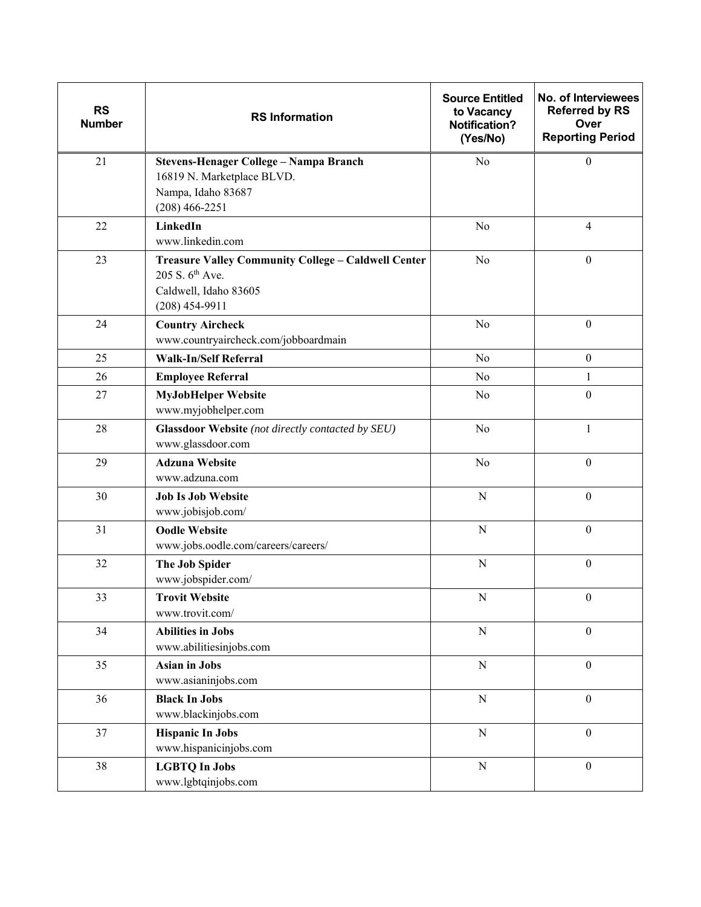| RS Number | RS Information | Source Entitled to Vacancy Notification? (Yes/No) | No. of Interviewees Referred by RS Over Reporting Period |
|---|---|---|---|
| 21 | **Stevens-Henager College – Nampa Branch**<br>16819 N. Marketplace BLVD.<br>Nampa, Idaho 83687<br>(208) 466-2251 | No | 0 |
| 22 | **LinkedIn**<br>www.linkedin.com | No | 4 |
| 23 | **Treasure Valley Community College – Caldwell Center**<br>205 S. 6th Ave.<br>Caldwell, Idaho 83605<br>(208) 454-9911 | No | 0 |
| 24 | **Country Aircheck**<br>www.countryaircheck.com/jobboardmain | No | 0 |
| 25 | **Walk-In/Self Referral** | No | 0 |
| 26 | **Employee Referral** | No | 1 |
| 27 | **MyJobHelper Website**<br>www.myjobhelper.com | No | 0 |
| 28 | **Glassdoor Website** *(not directly contacted by SEU)*<br>www.glassdoor.com | No | 1 |
| 29 | **Adzuna Website**<br>www.adzuna.com | No | 0 |
| 30 | **Job Is Job Website**<br>www.jobisjob.com/ | N | 0 |
| 31 | **Oodle Website**<br>www.jobs.oodle.com/careers/careers/ | N | 0 |
| 32 | **The Job Spider**<br>www.jobspider.com/ | N | 0 |
| 33 | **Trovit Website**<br>www.trovit.com/ | N | 0 |
| 34 | **Abilities in Jobs**<br>www.abilitiesinjobs.com | N | 0 |
| 35 | **Asian in Jobs**<br>www.asianinjobs.com | N | 0 |
| 36 | **Black In Jobs**<br>www.blackinjobs.com | N | 0 |
| 37 | **Hispanic In Jobs**<br>www.hispanicinjobs.com | N | 0 |
| 38 | **LGBTQ In Jobs**<br>www.lgbtqinjobs.com | N | 0 |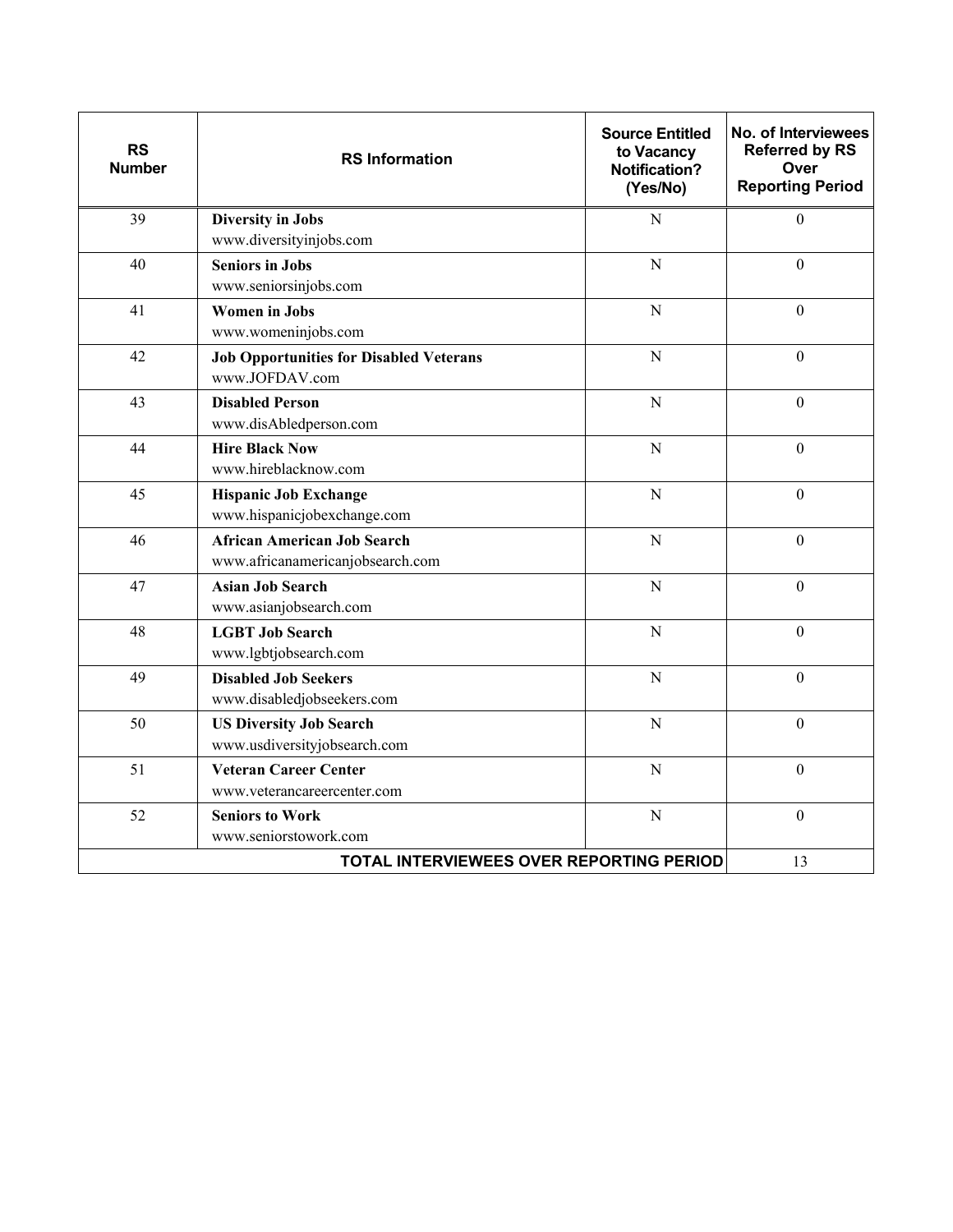| RS Number | RS Information | Source Entitled to Vacancy Notification? (Yes/No) | No. of Interviewees Referred by RS Over Reporting Period |
|---|---|---|---|
| 39 | **Diversity in Jobs**<br>www.diversityinjobs.com | N | 0 |
| 40 | **Seniors in Jobs**<br>www.seniorsinjobs.com | N | 0 |
| 41 | **Women in Jobs**<br>www.womeninjobs.com | N | 0 |
| 42 | **Job Opportunities for Disabled Veterans**<br>www.JOFDAV.com | N | 0 |
| 43 | **Disabled Person**<br>www.disAbledperson.com | N | 0 |
| 44 | **Hire Black Now**<br>www.hireblacknow.com | N | 0 |
| 45 | **Hispanic Job Exchange**<br>www.hispanicjobexchange.com | N | 0 |
| 46 | **African American Job Search**<br>www.africanamericanjobsearch.com | N | 0 |
| 47 | **Asian Job Search**<br>www.asianjobsearch.com | N | 0 |
| 48 | **LGBT Job Search**<br>www.lgbtjobsearch.com | N | 0 |
| 49 | **Disabled Job Seekers**<br>www.disabledjobseekers.com | N | 0 |
| 50 | **US Diversity Job Search**<br>www.usdiversityjobsearch.com | N | 0 |
| 51 | **Veteran Career Center**<br>www.veterancareercenter.com | N | 0 |
| 52 | **Seniors to Work**<br>www.seniorstowork.com | N | 0 |
| **TOTAL INTERVIEWEES OVER REPORTING PERIOD** | | | 13 |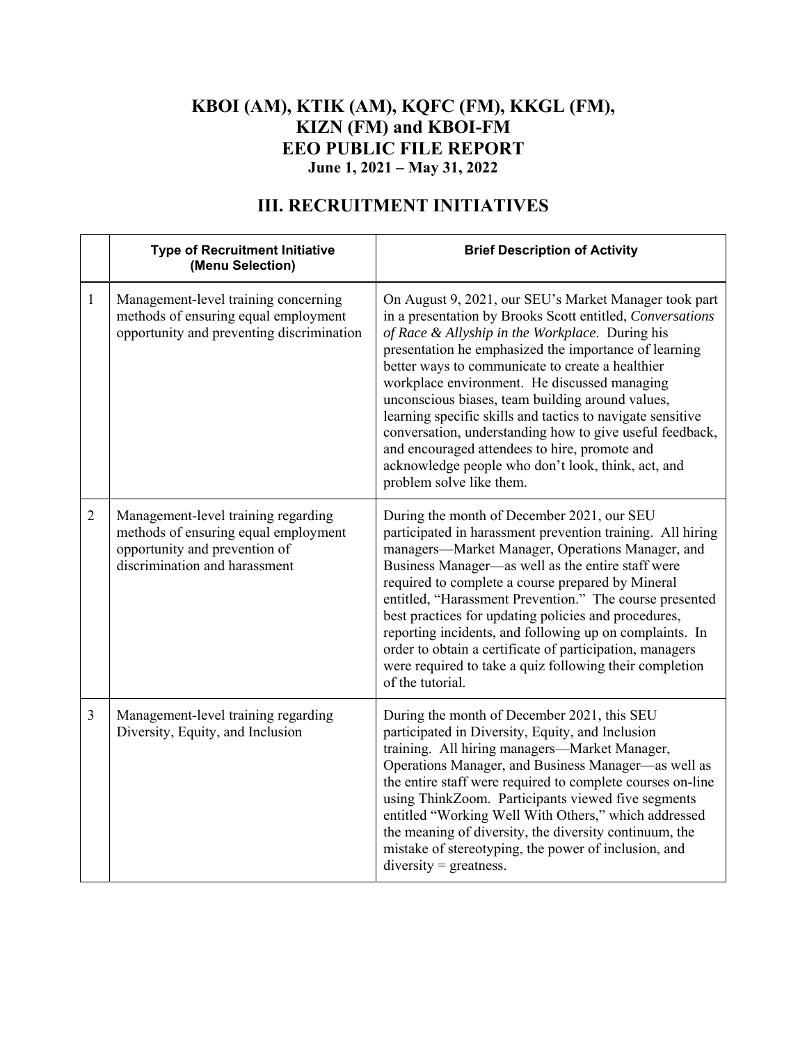# KBOI (AM), KTIK (AM), KQFC (FM), KKGL (FM), KIZN (FM) and KBOI-FM
# EEO PUBLIC FILE REPORT
### June 1, 2021 – May 31, 2022

## III. RECRUITMENT INITIATIVES

| | Type of Recruitment Initiative (Menu Selection) | Brief Description of Activity |
|---|---|---|
| 1 | Management-level training concerning methods of ensuring equal employment opportunity and preventing discrimination | On August 9, 2021, our SEU's Market Manager took part in a presentation by Brooks Scott entitled, *Conversations of Race & Allyship in the Workplace*. During his presentation he emphasized the importance of learning better ways to communicate to create a healthier workplace environment. He discussed managing unconscious biases, team building around values, learning specific skills and tactics to navigate sensitive conversation, understanding how to give useful feedback, and encouraged attendees to hire, promote and acknowledge people who don't look, think, act, and problem solve like them. |
| 2 | Management-level training regarding methods of ensuring equal employment opportunity and prevention of discrimination and harassment | During the month of December 2021, our SEU participated in harassment prevention training. All hiring managers—Market Manager, Operations Manager, and Business Manager—as well as the entire staff were required to complete a course prepared by Mineral entitled, "Harassment Prevention." The course presented best practices for updating policies and procedures, reporting incidents, and following up on complaints. In order to obtain a certificate of participation, managers were required to take a quiz following their completion of the tutorial. |
| 3 | Management-level training regarding Diversity, Equity, and Inclusion | During the month of December 2021, this SEU participated in Diversity, Equity, and Inclusion training. All hiring managers—Market Manager, Operations Manager, and Business Manager—as well as the entire staff were required to complete courses on-line using ThinkZoom. Participants viewed five segments entitled "Working Well With Others," which addressed the meaning of diversity, the diversity continuum, the mistake of stereotyping, the power of inclusion, and diversity = greatness. |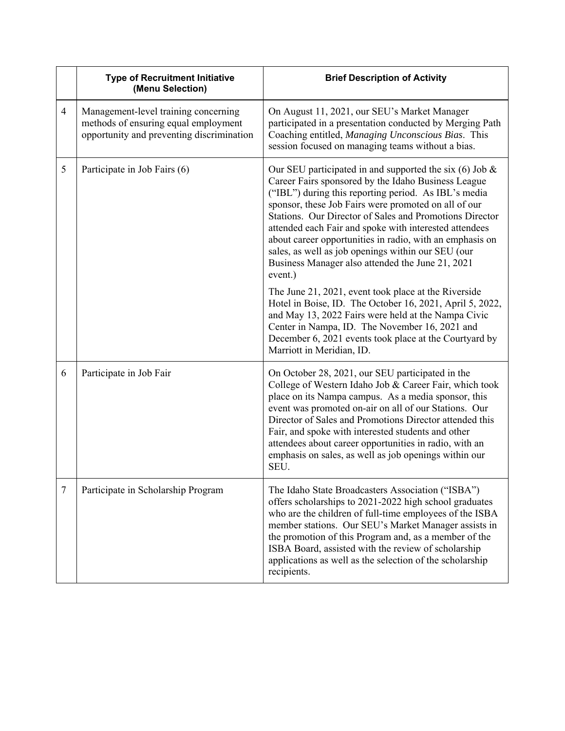| | Type of Recruitment Initiative (Menu Selection) | Brief Description of Activity |
|---|---|---|
| 4 | Management-level training concerning methods of ensuring equal employment opportunity and preventing discrimination | On August 11, 2021, our SEU's Market Manager participated in a presentation conducted by Merging Path Coaching entitled, *Managing Unconscious Bias*. This session focused on managing teams without a bias. |
| 5 | Participate in Job Fairs (6) | Our SEU participated in and supported the six (6) Job & Career Fairs sponsored by the Idaho Business League ("IBL") during this reporting period. As IBL's media sponsor, these Job Fairs were promoted on all of our Stations. Our Director of Sales and Promotions Director attended each Fair and spoke with interested attendees about career opportunities in radio, with an emphasis on sales, as well as job openings within our SEU (our Business Manager also attended the June 21, 2021 event.)<br><br>The June 21, 2021, event took place at the Riverside Hotel in Boise, ID. The October 16, 2021, April 5, 2022, and May 13, 2022 Fairs were held at the Nampa Civic Center in Nampa, ID. The November 16, 2021 and December 6, 2021 events took place at the Courtyard by Marriott in Meridian, ID. |
| 6 | Participate in Job Fair | On October 28, 2021, our SEU participated in the College of Western Idaho Job & Career Fair, which took place on its Nampa campus. As a media sponsor, this event was promoted on-air on all of our Stations. Our Director of Sales and Promotions Director attended this Fair, and spoke with interested students and other attendees about career opportunities in radio, with an emphasis on sales, as well as job openings within our SEU. |
| 7 | Participate in Scholarship Program | The Idaho State Broadcasters Association ("ISBA") offers scholarships to 2021-2022 high school graduates who are the children of full-time employees of the ISBA member stations. Our SEU's Market Manager assists in the promotion of this Program and, as a member of the ISBA Board, assisted with the review of scholarship applications as well as the selection of the scholarship recipients. |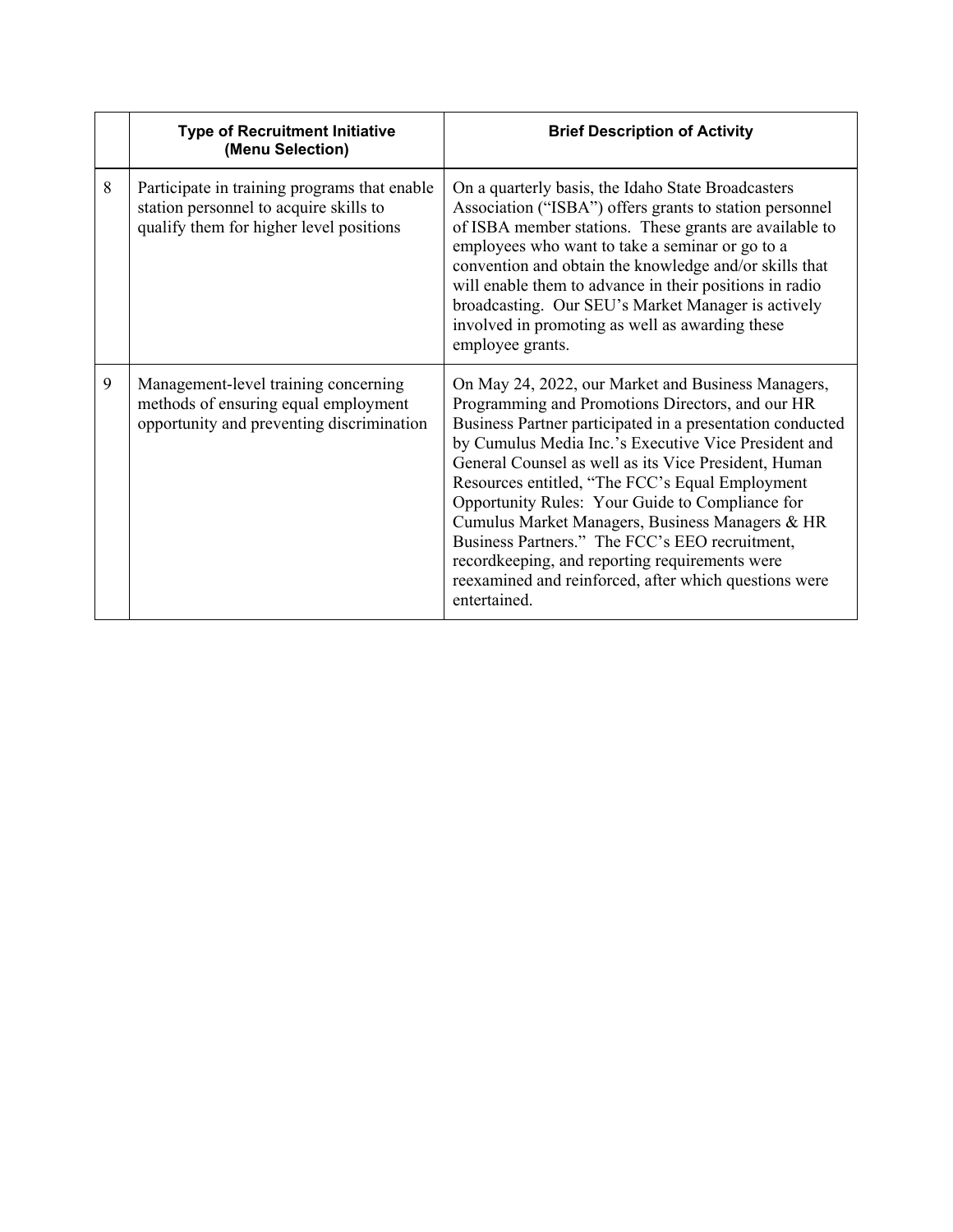| | Type of Recruitment Initiative (Menu Selection) | Brief Description of Activity |
|---|---|---|
| 8 | Participate in training programs that enable station personnel to acquire skills to qualify them for higher level positions | On a quarterly basis, the Idaho State Broadcasters Association ("ISBA") offers grants to station personnel of ISBA member stations. These grants are available to employees who want to take a seminar or go to a convention and obtain the knowledge and/or skills that will enable them to advance in their positions in radio broadcasting. Our SEU's Market Manager is actively involved in promoting as well as awarding these employee grants. |
| 9 | Management-level training concerning methods of ensuring equal employment opportunity and preventing discrimination | On May 24, 2022, our Market and Business Managers, Programming and Promotions Directors, and our HR Business Partner participated in a presentation conducted by Cumulus Media Inc.'s Executive Vice President and General Counsel as well as its Vice President, Human Resources entitled, "The FCC's Equal Employment Opportunity Rules: Your Guide to Compliance for Cumulus Market Managers, Business Managers & HR Business Partners." The FCC's EEO recruitment, recordkeeping, and reporting requirements were reexamined and reinforced, after which questions were entertained. |